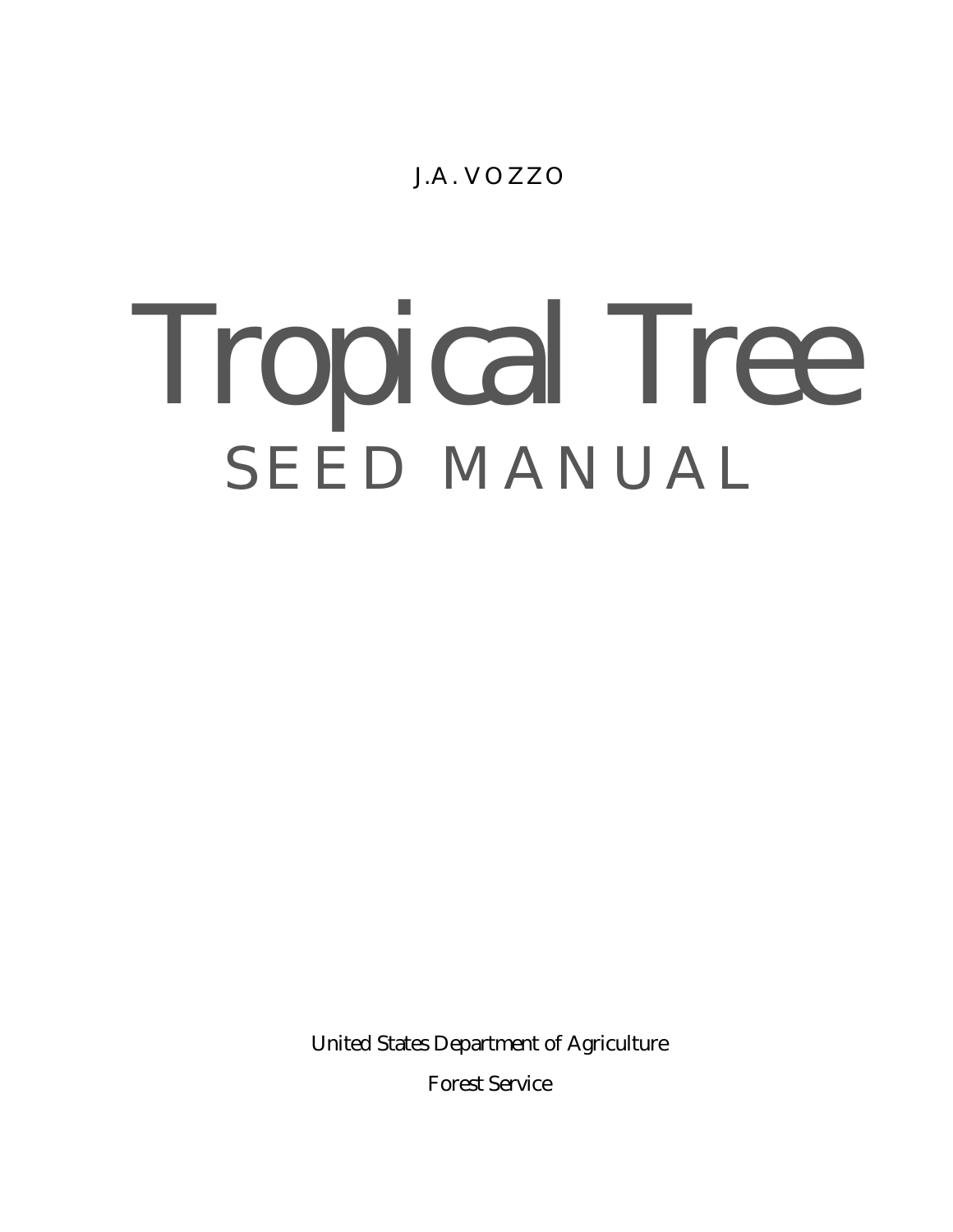J.A. VOZZO

# Tropical Tree

## SEED MANUAL

United States Department of Agriculture

Forest Service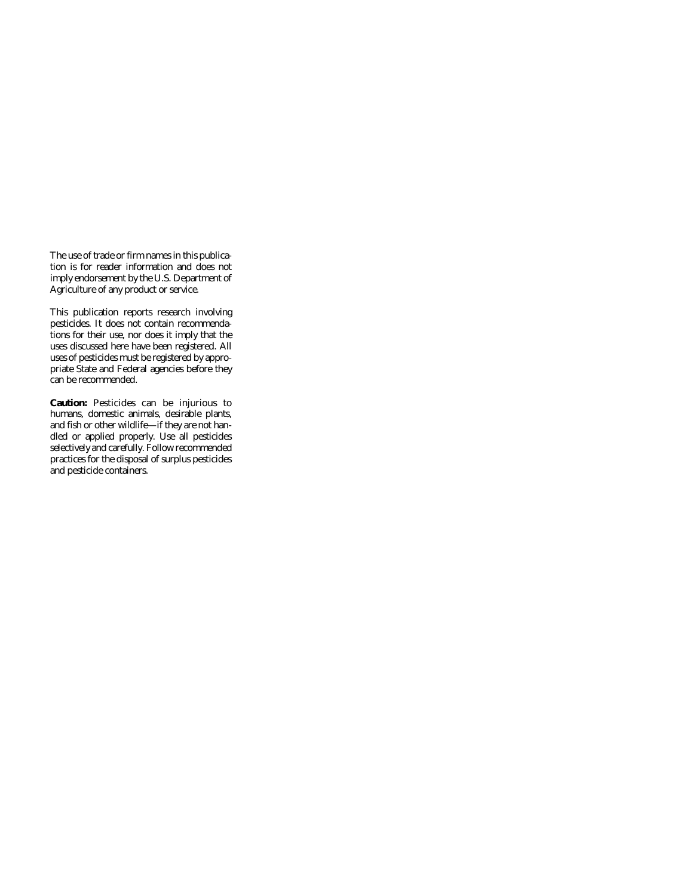The use of trade or firm names in this publication is for reader information and does not imply endorsement by the U.S. Department of Agriculture of any product or service.

This publication reports research involving pesticides. It does not contain recommendations for their use, nor does it imply that the uses discussed here have been registered. All uses of pesticides must be registered by appropriate State and Federal agencies before they can be recommended.

**Caution:** Pesticides can be injurious to humans, domestic animals, desirable plants, and fish or other wildlife—if they are not handled or applied properly. Use all pesticides selectively and carefully. Follow recommended practices for the disposal of surplus pesticides and pesticide containers.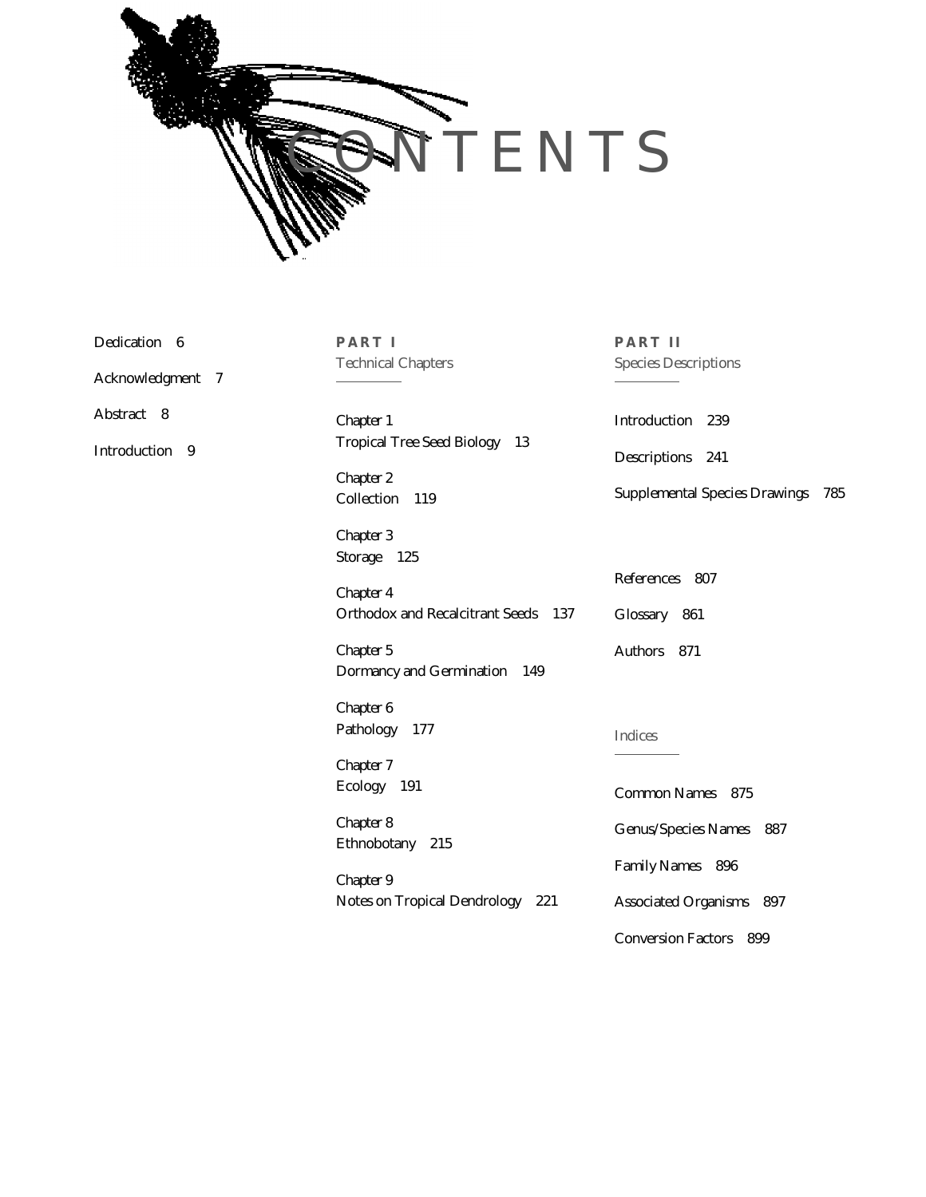# CONTENTS

Dedication 6

Acknowledgment 7

Abstract 8

Introduction 9

## PART I

### Technical Chapters

Chapter 1
Tropical Tree Seed Biology 13

Chapter 2
Collection 119

Chapter 3
Storage 125

Chapter 4
Orthodox and Recalcitrant Seeds 137

Chapter 5
Dormancy and Germination 149

Chapter 6
Pathology 177

Chapter 7
Ecology 191

Chapter 8
Ethnobotany 215

Chapter 9
Notes on Tropical Dendrology 221

## PART II

### Species Descriptions

Introduction 239

Descriptions 241

Supplemental Species Drawings 785

References 807

Glossary 861

Authors 871

### Indices

Common Names 875

Genus/Species Names 887

Family Names 896

Associated Organisms 897

Conversion Factors 899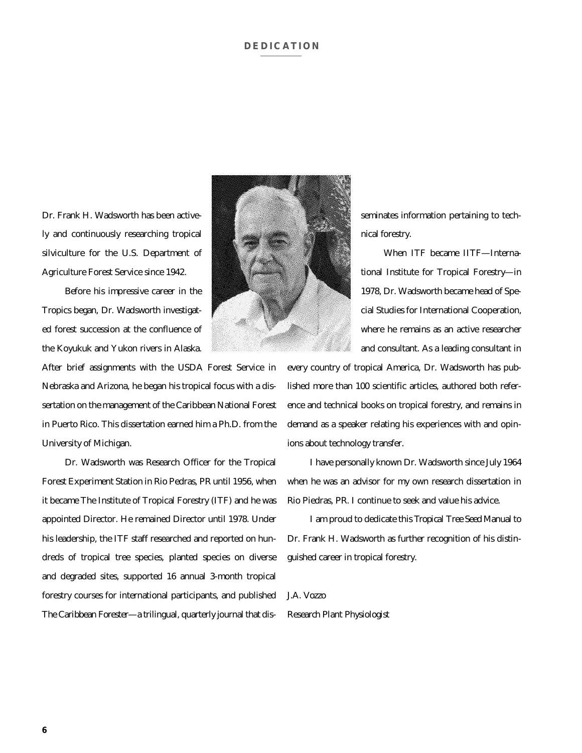# DEDICATION

Dr. Frank H. Wadsworth has been actively and continuously researching tropical silviculture for the U.S. Department of Agriculture Forest Service since 1942.

Before his impressive career in the Tropics began, Dr. Wadsworth investigated forest succession at the confluence of the Koyukuk and Yukon rivers in Alaska. After brief assignments with the USDA Forest Service in Nebraska and Arizona, he began his tropical focus with a dissertation on the management of the Caribbean National Forest in Puerto Rico. This dissertation earned him a Ph.D. from the University of Michigan.

Dr. Wadsworth was Research Officer for the Tropical Forest Experiment Station in Rio Pedras, PR until 1956, when it became The Institute of Tropical Forestry (ITF) and he was appointed Director. He remained Director until 1978. Under his leadership, the ITF staff researched and reported on hundreds of tropical tree species, planted species on diverse and degraded sites, supported 16 annual 3-month tropical forestry courses for international participants, and published *The Caribbean Forester*—a trilingual, quarterly journal that disseminates information pertaining to technical forestry.

When ITF became IITF—International Institute for Tropical Forestry—in 1978, Dr. Wadsworth became head of Special Studies for International Cooperation, where he remains as an active researcher and consultant. As a leading consultant in every country of tropical America, Dr. Wadsworth has published more than 100 scientific articles, authored both reference and technical books on tropical forestry, and remains in demand as a speaker relating his experiences with and opinions about technology transfer.

I have personally known Dr. Wadsworth since July 1964 when he was an advisor for my own research dissertation in Rio Piedras, PR. I continue to seek and value his advice.

I am proud to dedicate this *Tropical Tree Seed Manual* to Dr. Frank H. Wadsworth as further recognition of his distinguished career in tropical forestry.

J.A. Vozzo

Research Plant Physiologist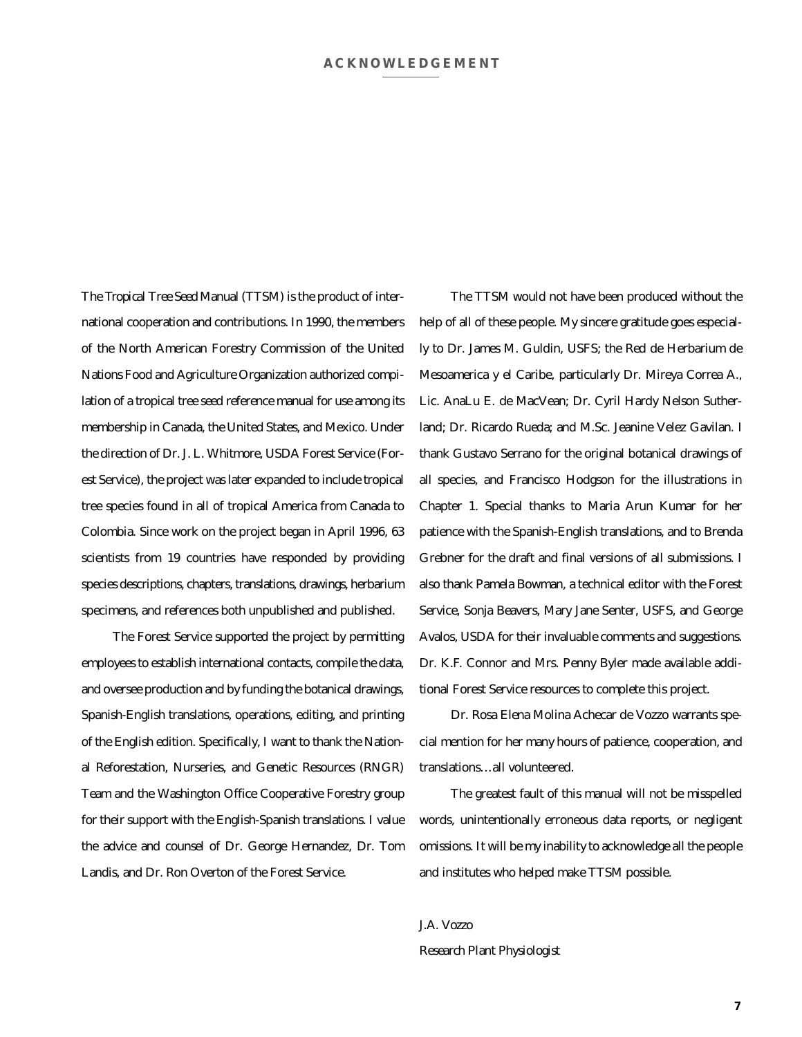# ACKNOWLEDGEMENT

The Tropical Tree Seed Manual (TTSM) is the product of international cooperation and contributions. In 1990, the members of the North American Forestry Commission of the United Nations Food and Agriculture Organization authorized compilation of a tropical tree seed reference manual for use among its membership in Canada, the United States, and Mexico. Under the direction of Dr. J. L. Whitmore, USDA Forest Service (Forest Service), the project was later expanded to include tropical tree species found in all of tropical America from Canada to Colombia. Since work on the project began in April 1996, 63 scientists from 19 countries have responded by providing species descriptions, chapters, translations, drawings, herbarium specimens, and references both unpublished and published.

The Forest Service supported the project by permitting employees to establish international contacts, compile the data, and oversee production and by funding the botanical drawings, Spanish-English translations, operations, editing, and printing of the English edition. Specifically, I want to thank the National Reforestation, Nurseries, and Genetic Resources (RNGR) Team and the Washington Office Cooperative Forestry group for their support with the English-Spanish translations. I value the advice and counsel of Dr. George Hernandez, Dr. Tom Landis, and Dr. Ron Overton of the Forest Service.

The TTSM would not have been produced without the help of all of these people. My sincere gratitude goes especially to Dr. James M. Guldin, USFS; the Red de Herbarium de Mesoamerica y el Caribe, particularly Dr. Mireya Correa A., Lic. AnaLu E. de MacVean; Dr. Cyril Hardy Nelson Sutherland; Dr. Ricardo Rueda; and M.Sc. Jeanine Velez Gavilan. I thank Gustavo Serrano for the original botanical drawings of all species, and Francisco Hodgson for the illustrations in Chapter 1. Special thanks to Maria Arun Kumar for her patience with the Spanish-English translations, and to Brenda Grebner for the draft and final versions of all submissions. I also thank Pamela Bowman, a technical editor with the Forest Service, Sonja Beavers, Mary Jane Senter, USFS, and George Avalos, USDA for their invaluable comments and suggestions. Dr. K.F. Connor and Mrs. Penny Byler made available additional Forest Service resources to complete this project.

Dr. Rosa Elena Molina Achecar de Vozzo warrants special mention for her many hours of patience, cooperation, and translations…all volunteered.

The greatest fault of this manual will not be misspelled words, unintentionally erroneous data reports, or negligent omissions. It will be my inability to acknowledge all the people and institutes who helped make TTSM possible.

J.A. Vozzo
Research Plant Physiologist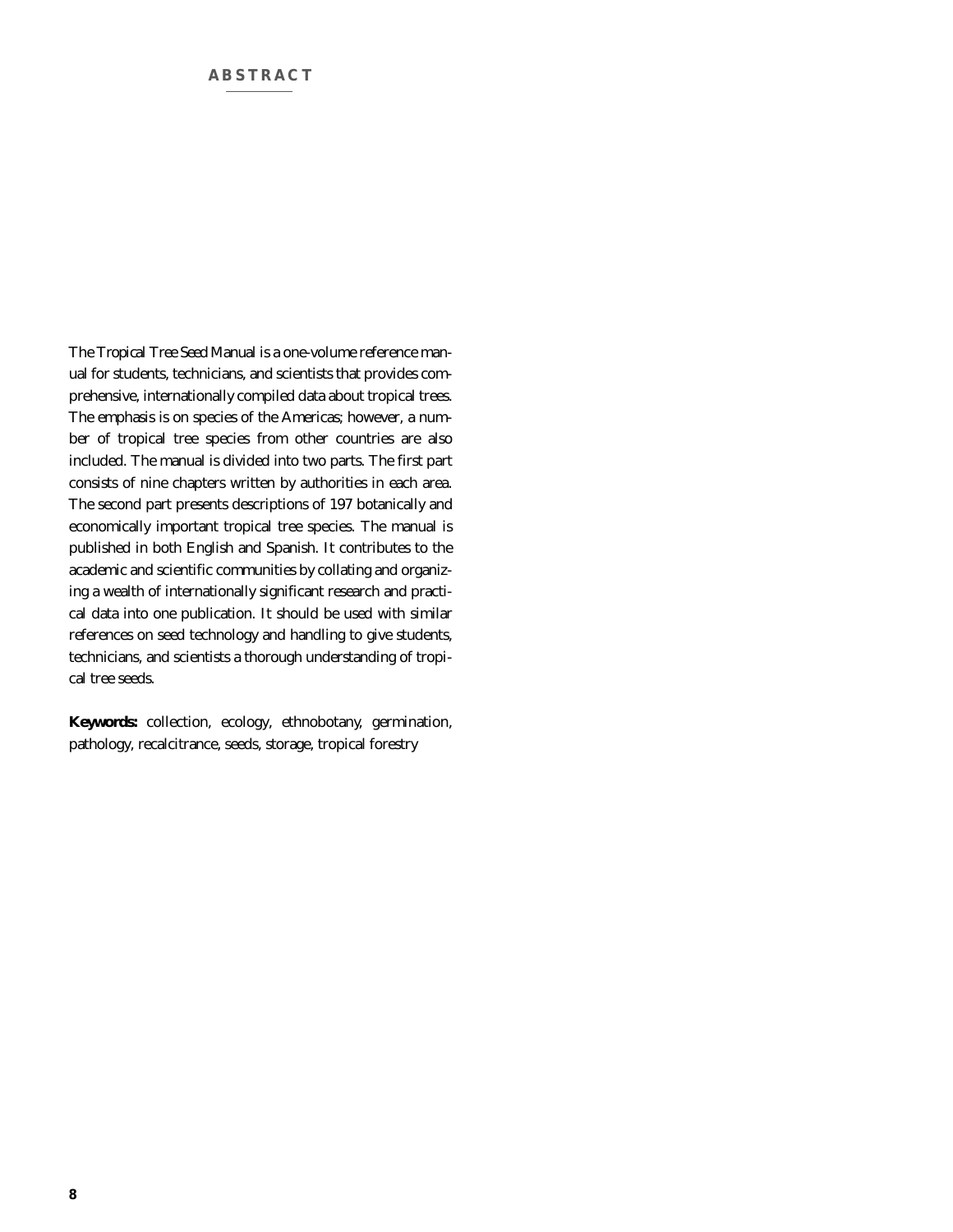# ABSTRACT

The Tropical Tree Seed Manual is a one-volume reference manual for students, technicians, and scientists that provides comprehensive, internationally compiled data about tropical trees. The emphasis is on species of the Americas; however, a number of tropical tree species from other countries are also included. The manual is divided into two parts. The first part consists of nine chapters written by authorities in each area. The second part presents descriptions of 197 botanically and economically important tropical tree species. The manual is published in both English and Spanish. It contributes to the academic and scientific communities by collating and organizing a wealth of internationally significant research and practical data into one publication. It should be used with similar references on seed technology and handling to give students, technicians, and scientists a thorough understanding of tropical tree seeds.

**Keywords:** collection, ecology, ethnobotany, germination, pathology, recalcitrance, seeds, storage, tropical forestry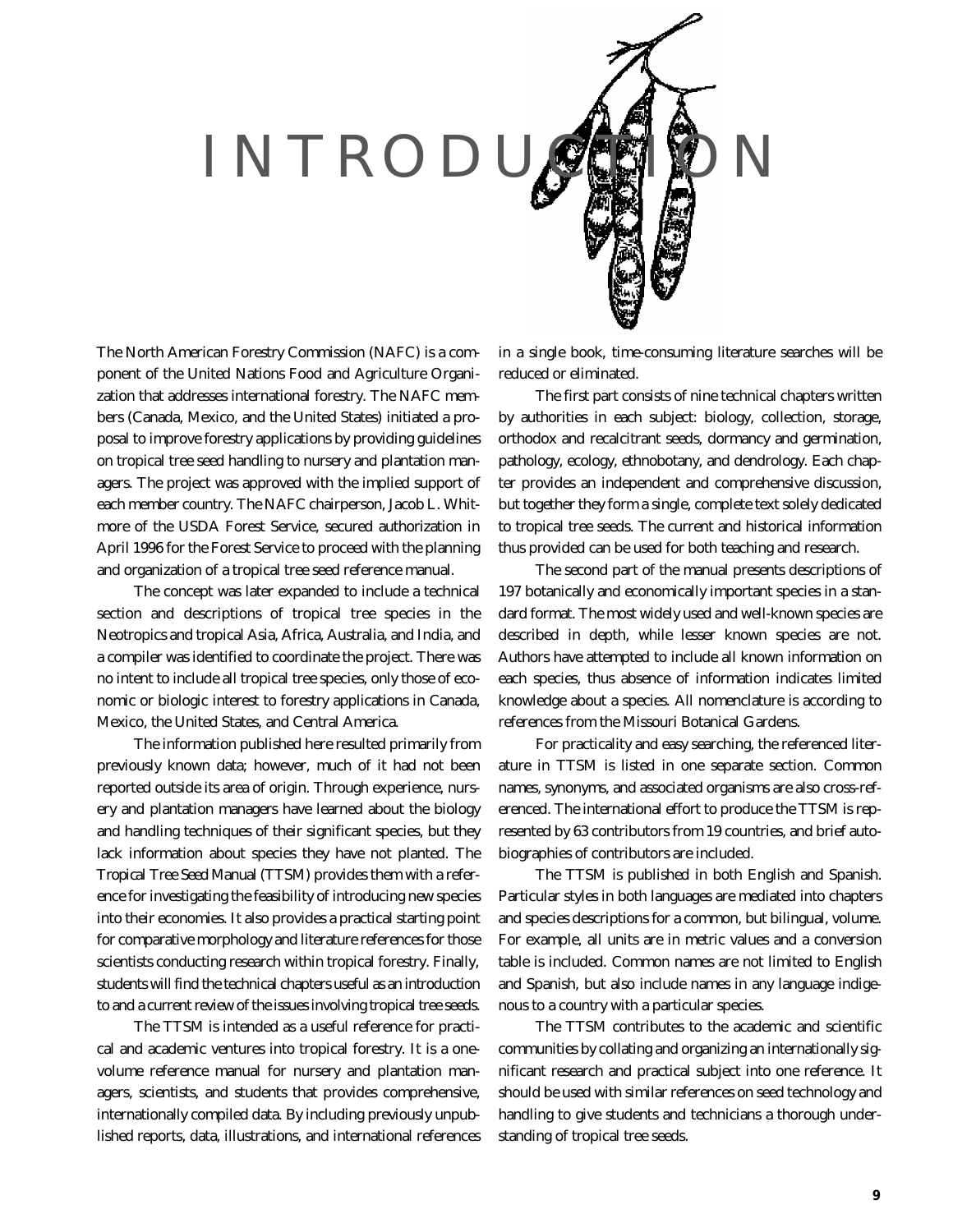# INTRODUCTION

The North American Forestry Commission (NAFC) is a component of the United Nations Food and Agriculture Organization that addresses international forestry. The NAFC members (Canada, Mexico, and the United States) initiated a proposal to improve forestry applications by providing guidelines on tropical tree seed handling to nursery and plantation managers. The project was approved with the implied support of each member country. The NAFC chairperson, Jacob L. Whitmore of the USDA Forest Service, secured authorization in April 1996 for the Forest Service to proceed with the planning and organization of a tropical tree seed reference manual.

The concept was later expanded to include a technical section and descriptions of tropical tree species in the Neotropics and tropical Asia, Africa, Australia, and India, and a compiler was identified to coordinate the project. There was no intent to include all tropical tree species, only those of economic or biologic interest to forestry applications in Canada, Mexico, the United States, and Central America.

The information published here resulted primarily from previously known data; however, much of it had not been reported outside its area of origin. Through experience, nursery and plantation managers have learned about the biology and handling techniques of their significant species, but they lack information about species they have not planted. The Tropical Tree Seed Manual (TTSM) provides them with a reference for investigating the feasibility of introducing new species into their economies. It also provides a practical starting point for comparative morphology and literature references for those scientists conducting research within tropical forestry. Finally, students will find the technical chapters useful as an introduction to and a current review of the issues involving tropical tree seeds.

The TTSM is intended as a useful reference for practical and academic ventures into tropical forestry. It is a one-volume reference manual for nursery and plantation managers, scientists, and students that provides comprehensive, internationally compiled data. By including previously unpublished reports, data, illustrations, and international references in a single book, time-consuming literature searches will be reduced or eliminated.

The first part consists of nine technical chapters written by authorities in each subject: biology, collection, storage, orthodox and recalcitrant seeds, dormancy and germination, pathology, ecology, ethnobotany, and dendrology. Each chapter provides an independent and comprehensive discussion, but together they form a single, complete text solely dedicated to tropical tree seeds. The current and historical information thus provided can be used for both teaching and research.

The second part of the manual presents descriptions of 197 botanically and economically important species in a standard format. The most widely used and well-known species are described in depth, while lesser known species are not. Authors have attempted to include all known information on each species, thus absence of information indicates limited knowledge about a species. All nomenclature is according to references from the Missouri Botanical Gardens.

For practicality and easy searching, the referenced literature in TTSM is listed in one separate section. Common names, synonyms, and associated organisms are also cross-referenced. The international effort to produce the TTSM is represented by 63 contributors from 19 countries, and brief autobiographies of contributors are included.

The TTSM is published in both English and Spanish. Particular styles in both languages are mediated into chapters and species descriptions for a common, but bilingual, volume. For example, all units are in metric values and a conversion table is included. Common names are not limited to English and Spanish, but also include names in any language indigenous to a country with a particular species.

The TTSM contributes to the academic and scientific communities by collating and organizing an internationally significant research and practical subject into one reference. It should be used with similar references on seed technology and handling to give students and technicians a thorough understanding of tropical tree seeds.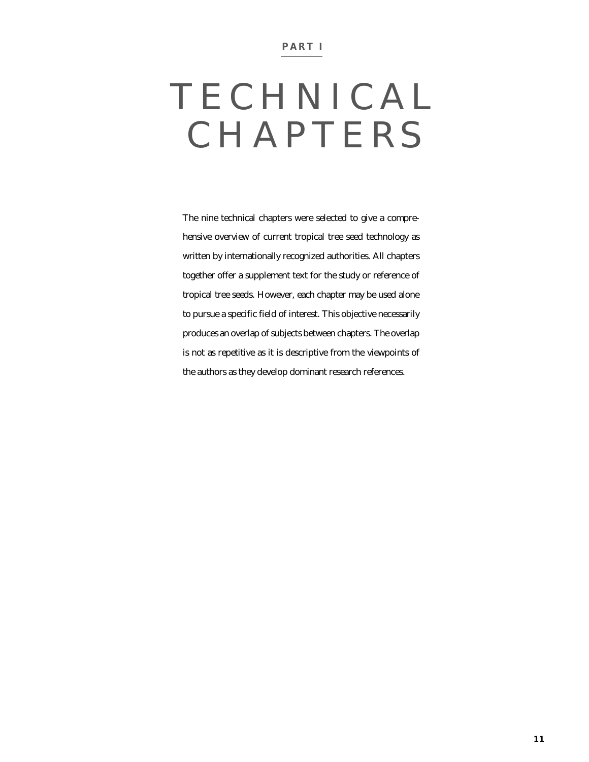**PART I**

# TECHNICAL CHAPTERS

The nine technical chapters were selected to give a comprehensive overview of current tropical tree seed technology as written by internationally recognized authorities. All chapters together offer a supplement text for the study or reference of tropical tree seeds. However, each chapter may be used alone to pursue a specific field of interest. This objective necessarily produces an overlap of subjects between chapters. The overlap is not as repetitive as it is descriptive from the viewpoints of the authors as they develop dominant research references.